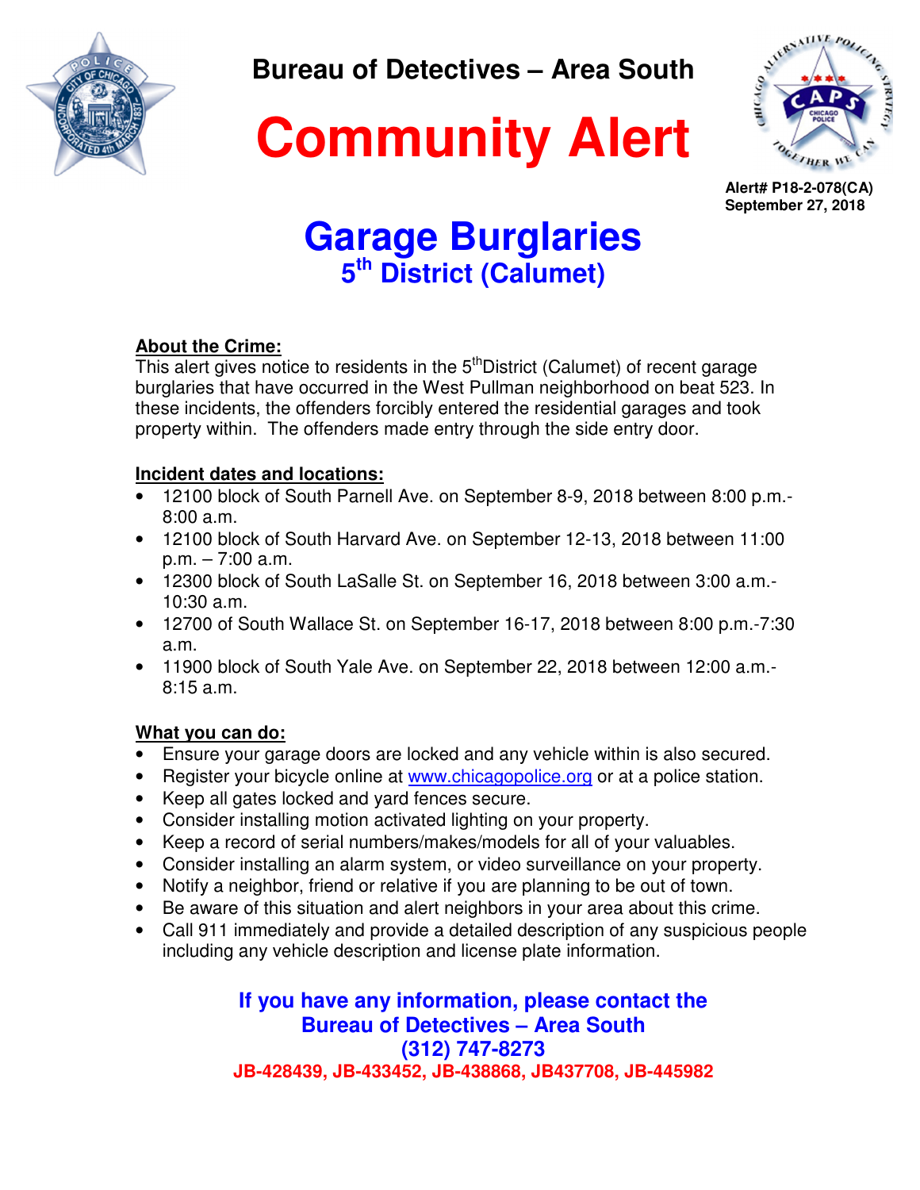**Bureau of Detectives – Area South**

# Community Alert

**Alert# P18-2-078(CA)**
**September 27, 2018**

## Garage Burglaries
### 5th District (Calumet)

**About the Crime:**
This alert gives notice to residents in the 5th District (Calumet) of recent garage burglaries that have occurred in the West Pullman neighborhood on beat 523. In these incidents, the offenders forcibly entered the residential garages and took property within. The offenders made entry through the side entry door.

**Incident dates and locations:**

- 12100 block of South Parnell Ave. on September 8-9, 2018 between 8:00 p.m.-8:00 a.m.
- 12100 block of South Harvard Ave. on September 12-13, 2018 between 11:00 p.m. – 7:00 a.m.
- 12300 block of South LaSalle St. on September 16, 2018 between 3:00 a.m.-10:30 a.m.
- 12700 of South Wallace St. on September 16-17, 2018 between 8:00 p.m.-7:30 a.m.
- 11900 block of South Yale Ave. on September 22, 2018 between 12:00 a.m.-8:15 a.m.

**What you can do:**

- Ensure your garage doors are locked and any vehicle within is also secured.
- Register your bicycle online at www.chicagopolice.org or at a police station.
- Keep all gates locked and yard fences secure.
- Consider installing motion activated lighting on your property.
- Keep a record of serial numbers/makes/models for all of your valuables.
- Consider installing an alarm system, or video surveillance on your property.
- Notify a neighbor, friend or relative if you are planning to be out of town.
- Be aware of this situation and alert neighbors in your area about this crime.
- Call 911 immediately and provide a detailed description of any suspicious people including any vehicle description and license plate information.

**If you have any information, please contact the Bureau of Detectives – Area South (312) 747-8273**

**JB-428439, JB-433452, JB-438868, JB437708, JB-445982**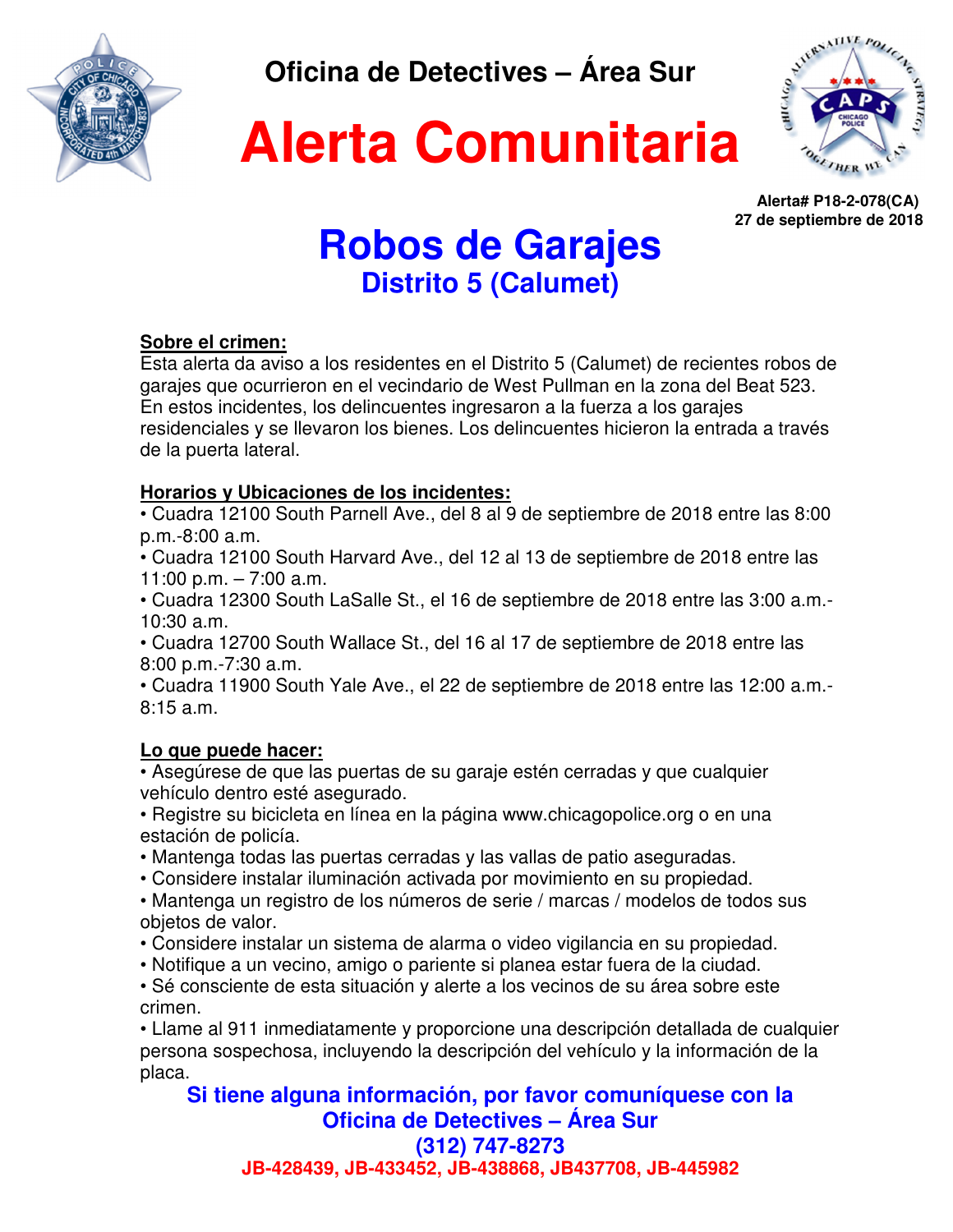# Oficina de Detectives – Área Sur

# Alerta Comunitaria

**Alerta# P18-2-078(CA)**
**27 de septiembre de 2018**

## Robos de Garajes

### Distrito 5 (Calumet)

**Sobre el crimen:**

Esta alerta da aviso a los residentes en el Distrito 5 (Calumet) de recientes robos de garajes que ocurrieron en el vecindario de West Pullman en la zona del Beat 523. En estos incidentes, los delincuentes ingresaron a la fuerza a los garajes residenciales y se llevaron los bienes. Los delincuentes hicieron la entrada a través de la puerta lateral.

**Horarios y Ubicaciones de los incidentes:**

- Cuadra 12100 South Parnell Ave., del 8 al 9 de septiembre de 2018 entre las 8:00 p.m.-8:00 a.m.
- Cuadra 12100 South Harvard Ave., del 12 al 13 de septiembre de 2018 entre las 11:00 p.m. – 7:00 a.m.
- Cuadra 12300 South LaSalle St., el 16 de septiembre de 2018 entre las 3:00 a.m.-10:30 a.m.
- Cuadra 12700 South Wallace St., del 16 al 17 de septiembre de 2018 entre las 8:00 p.m.-7:30 a.m.
- Cuadra 11900 South Yale Ave., el 22 de septiembre de 2018 entre las 12:00 a.m.-8:15 a.m.

**Lo que puede hacer:**

- Asegúrese de que las puertas de su garaje estén cerradas y que cualquier vehículo dentro esté asegurado.
- Registre su bicicleta en línea en la página www.chicagopolice.org o en una estación de policía.
- Mantenga todas las puertas cerradas y las vallas de patio aseguradas.
- Considere instalar iluminación activada por movimiento en su propiedad.
- Mantenga un registro de los números de serie / marcas / modelos de todos sus objetos de valor.
- Considere instalar un sistema de alarma o video vigilancia en su propiedad.
- Notifique a un vecino, amigo o pariente si planea estar fuera de la ciudad.
- Sé consciente de esta situación y alerte a los vecinos de su área sobre este crimen.
- Llame al 911 inmediatamente y proporcione una descripción detallada de cualquier persona sospechosa, incluyendo la descripción del vehículo y la información de la placa.

**Si tiene alguna información, por favor comuníquese con la Oficina de Detectives – Área Sur**
**(312) 747-8273**

**JB-428439, JB-433452, JB-438868, JB437708, JB-445982**